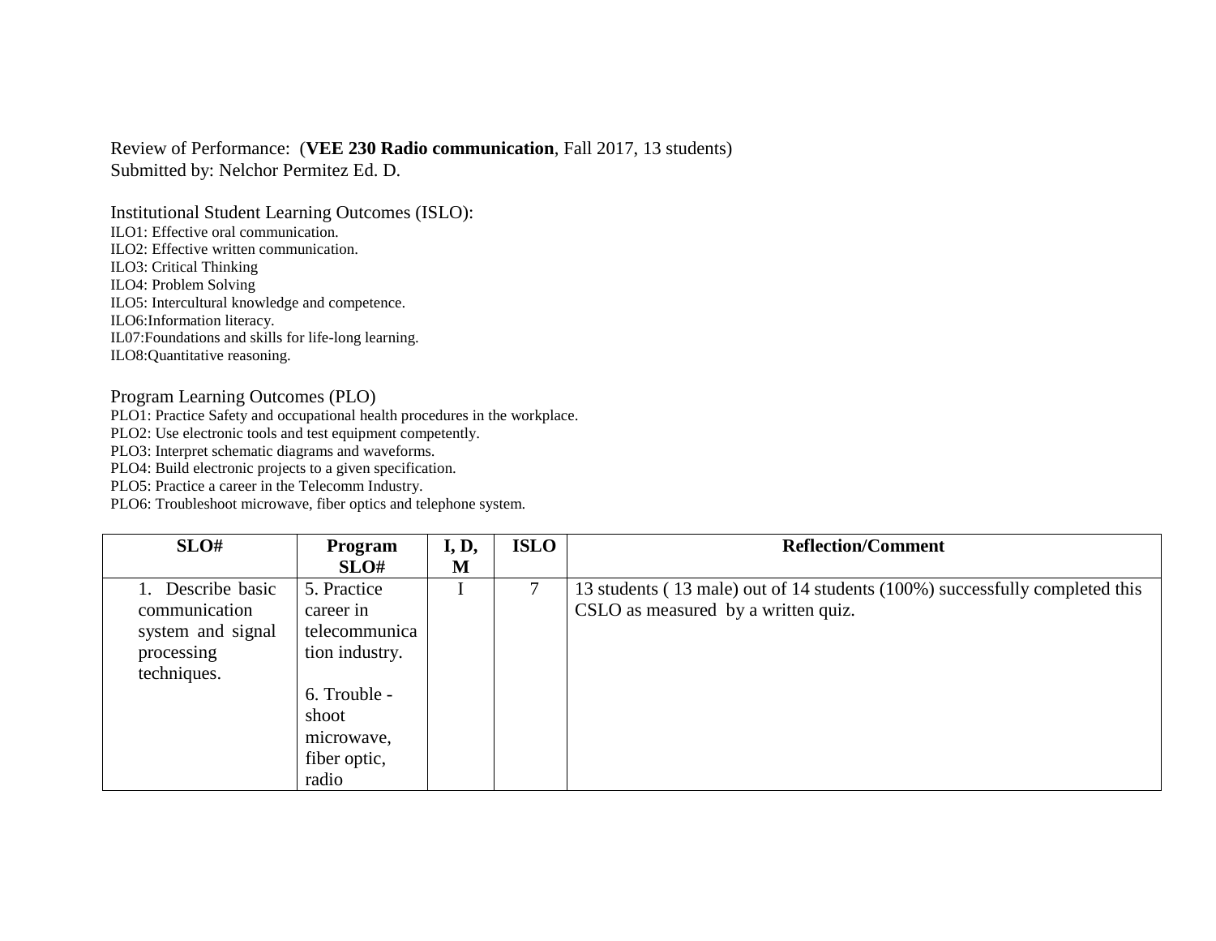Review of Performance: (**VEE 230 Radio communication**, Fall 2017, 13 students)
Submitted by: Nelchor Permitez Ed. D.

Institutional Student Learning Outcomes (ISLO):

ILO1: Effective oral communication.
ILO2: Effective written communication.
ILO3: Critical Thinking
ILO4: Problem Solving
ILO5: Intercultural knowledge and competence.
ILO6:Information literacy.
IL07:Foundations and skills for life-long learning.
ILO8:Quantitative reasoning.

Program Learning Outcomes (PLO)

PLO1: Practice Safety and occupational health procedures in the workplace.
PLO2: Use electronic tools and test equipment competently.
PLO3: Interpret schematic diagrams and waveforms.
PLO4: Build electronic projects to a given specification.
PLO5: Practice a career in the Telecomm Industry.
PLO6: Troubleshoot microwave, fiber optics and telephone system.

| SLO# | Program SLO# | I, D, M | ISLO | Reflection/Comment |
|---|---|---|---|---|
| 1. Describe basic communication system and signal processing techniques. | 5. Practice career in telecommunication industry.<br><br>6. Trouble - shoot microwave, fiber optic, radio | I | 7 | 13 students ( 13 male) out of 14 students (100%) successfully completed this CSLO as measured by a written quiz. |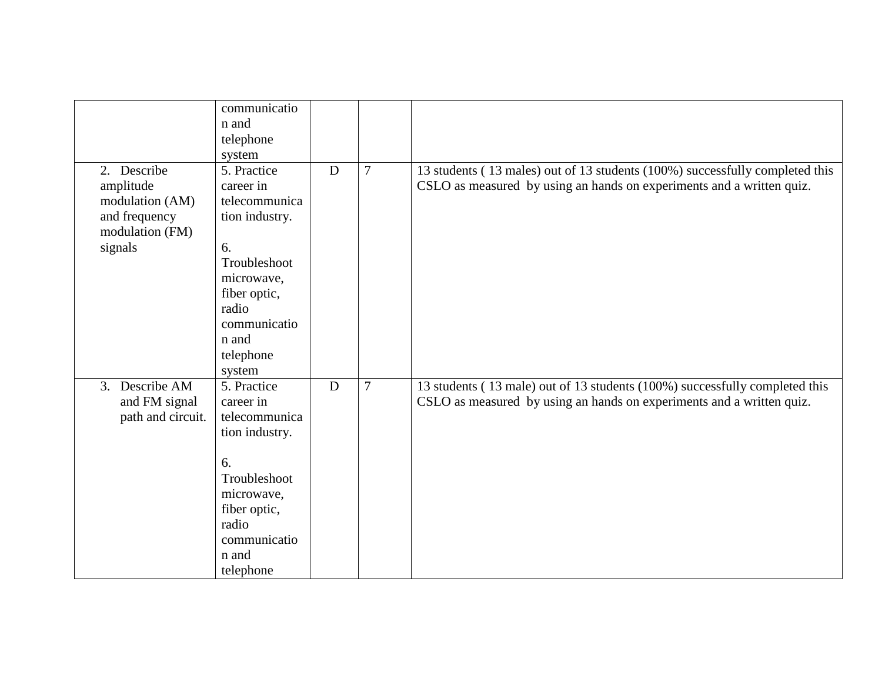| | | | | |
|---|---|---|---|---|
| | communication and telephone system | | | |
| 2. Describe amplitude modulation (AM) and frequency modulation (FM) signals | 5. Practice career in telecommunication industry.<br><br>6. Troubleshoot microwave, fiber optic, radio communication and telephone system | D | 7 | 13 students ( 13 males) out of 13 students (100%) successfully completed this CSLO as measured by using an hands on experiments and a written quiz. |
| 3. Describe AM and FM signal path and circuit. | 5. Practice career in telecommunication industry.<br><br>6. Troubleshoot microwave, fiber optic, radio communication and telephone | D | 7 | 13 students ( 13 male) out of 13 students (100%) successfully completed this CSLO as measured by using an hands on experiments and a written quiz. |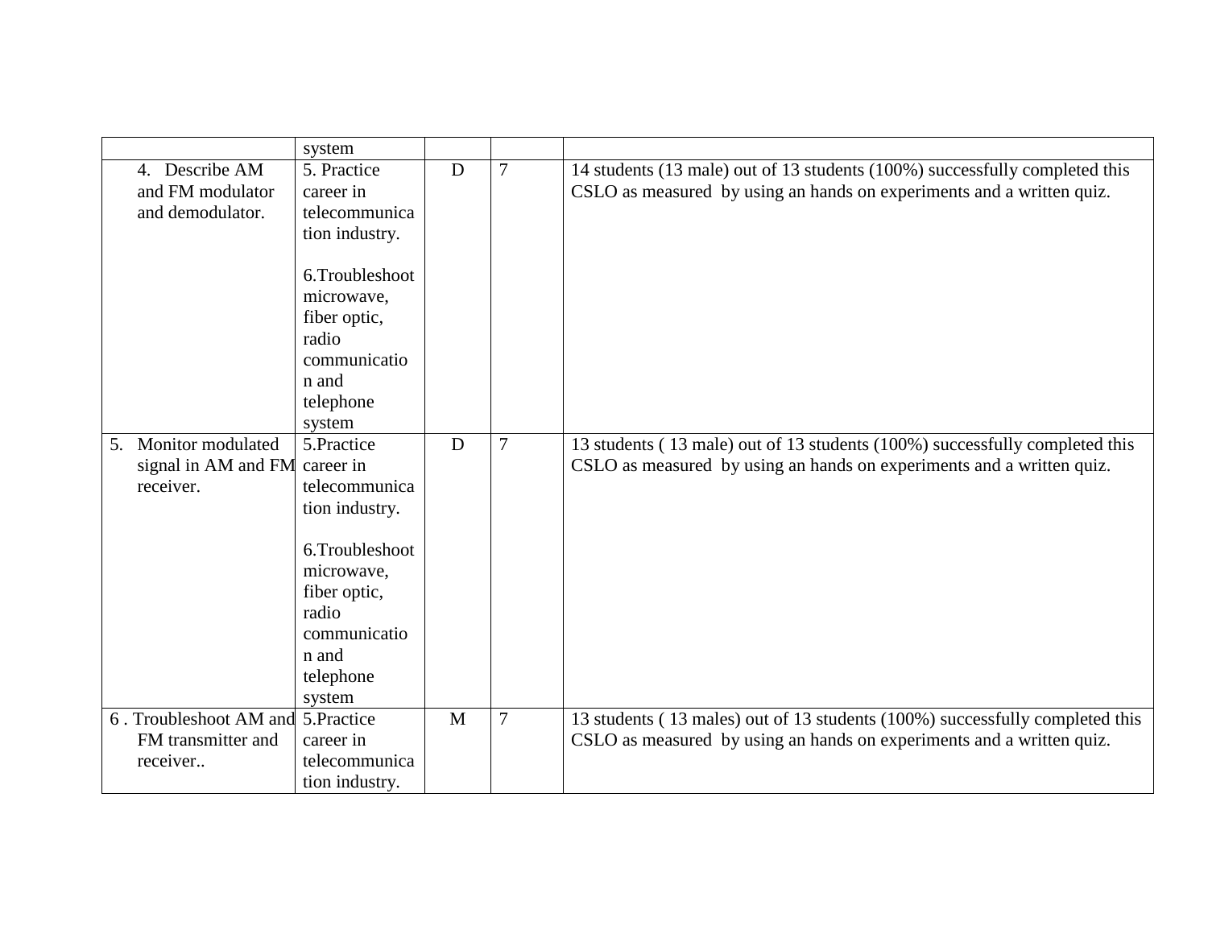| | | | | |
|---|---|---|---|---|
| | system | | | |
| 4. Describe AM and FM modulator and demodulator. | 5. Practice career in telecommunication industry.<br><br>6.Troubleshoot microwave, fiber optic, radio communication and telephone system | D | 7 | 14 students (13 male) out of 13 students (100%) successfully completed this CSLO as measured by using an hands on experiments and a written quiz. |
| 5. Monitor modulated signal in AM and FM receiver. | 5.Practice career in telecommunication industry.<br><br>6.Troubleshoot microwave, fiber optic, radio communication and telephone system | D | 7 | 13 students ( 13 male) out of 13 students (100%) successfully completed this CSLO as measured by using an hands on experiments and a written quiz. |
| 6 . Troubleshoot AM and FM transmitter and receiver.. | 5.Practice career in telecommunication industry. | M | 7 | 13 students ( 13 males) out of 13 students (100%) successfully completed this CSLO as measured by using an hands on experiments and a written quiz. |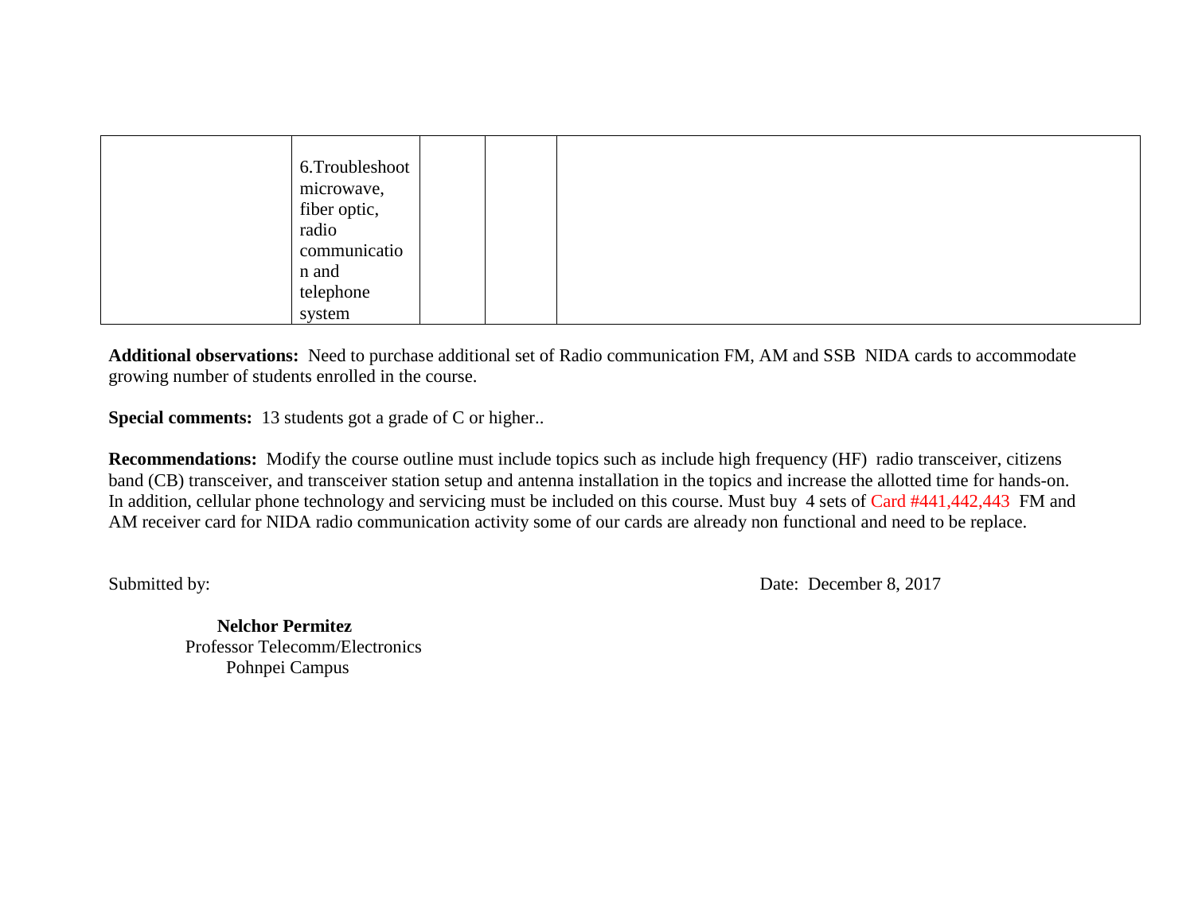| | | | | |
|---|---|---|---|---|
| | 6.Troubleshoot microwave, fiber optic, radio communication and telephone system | | | |

**Additional observations:** Need to purchase additional set of Radio communication FM, AM and SSB NIDA cards to accommodate growing number of students enrolled in the course.

**Special comments:** 13 students got a grade of C or higher..

**Recommendations:** Modify the course outline must include topics such as include high frequency (HF) radio transceiver, citizens band (CB) transceiver, and transceiver station setup and antenna installation in the topics and increase the allotted time for hands-on. In addition, cellular phone technology and servicing must be included on this course. Must buy 4 sets of Card #441,442,443 FM and AM receiver card for NIDA radio communication activity some of our cards are already non functional and need to be replace.

Submitted by:

Date: December 8, 2017

**Nelchor Permitez**
Professor Telecomm/Electronics
Pohnpei Campus